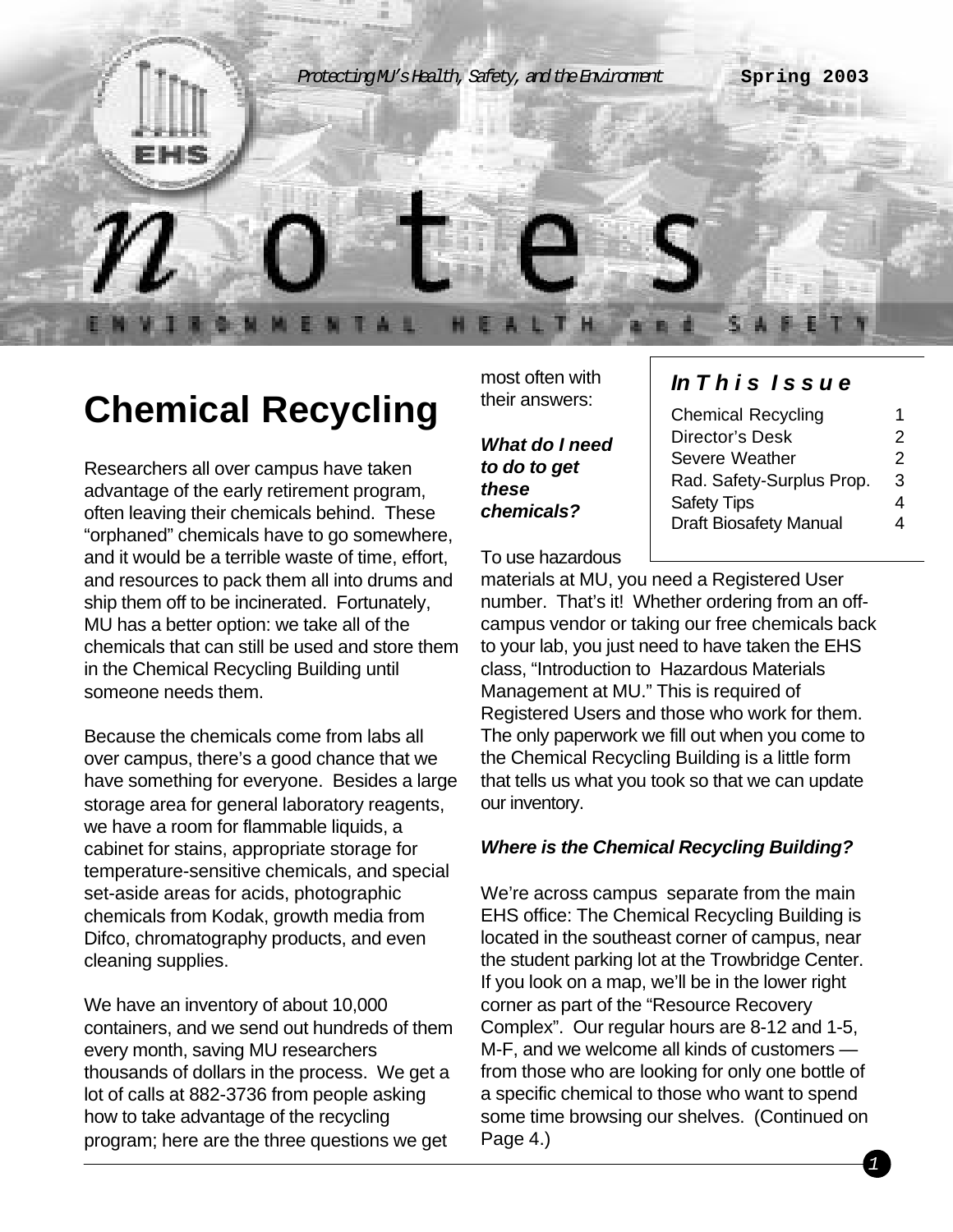Protecting MU's Health, Safety, and the Environment — Spring 2003

# notes

ENVIRONMENTAL HEALTH and SAFETY

# Chemical Recycling

Researchers all over campus have taken advantage of the early retirement program, often leaving their chemicals behind. These "orphaned" chemicals have to go somewhere, and it would be a terrible waste of time, effort, and resources to pack them all into drums and ship them off to be incinerated. Fortunately, MU has a better option: we take all of the chemicals that can still be used and store them in the Chemical Recycling Building until someone needs them.

Because the chemicals come from labs all over campus, there's a good chance that we have something for everyone. Besides a large storage area for general laboratory reagents, we have a room for flammable liquids, a cabinet for stains, appropriate storage for temperature-sensitive chemicals, and special set-aside areas for acids, photographic chemicals from Kodak, growth media from Difco, chromatography products, and even cleaning supplies.

We have an inventory of about 10,000 containers, and we send out hundreds of them every month, saving MU researchers thousands of dollars in the process. We get a lot of calls at 882-3736 from people asking how to take advantage of the recycling program; here are the three questions we get most often with their answers:

***What do I need to do to get these chemicals?***

To use hazardous materials at MU, you need a Registered User number. That's it! Whether ordering from an off-campus vendor or taking our free chemicals back to your lab, you just need to have taken the EHS class, "Introduction to Hazardous Materials Management at MU." This is required of Registered Users and those who work for them. The only paperwork we fill out when you come to the Chemical Recycling Building is a little form that tells us what you took so that we can update our inventory.

***Where is the Chemical Recycling Building?***

We're across campus separate from the main EHS office: The Chemical Recycling Building is located in the southeast corner of campus, near the student parking lot at the Trowbridge Center. If you look on a map, we'll be in the lower right corner as part of the "Resource Recovery Complex". Our regular hours are 8-12 and 1-5, M-F, and we welcome all kinds of customers — from those who are looking for only one bottle of a specific chemical to those who want to spend some time browsing our shelves. (Continued on Page 4.)

***In This Issue***

| | |
|---|---|
| Chemical Recycling | 1 |
| Director's Desk | 2 |
| Severe Weather | 2 |
| Rad. Safety-Surplus Prop. | 3 |
| Safety Tips | 4 |
| Draft Biosafety Manual | 4 |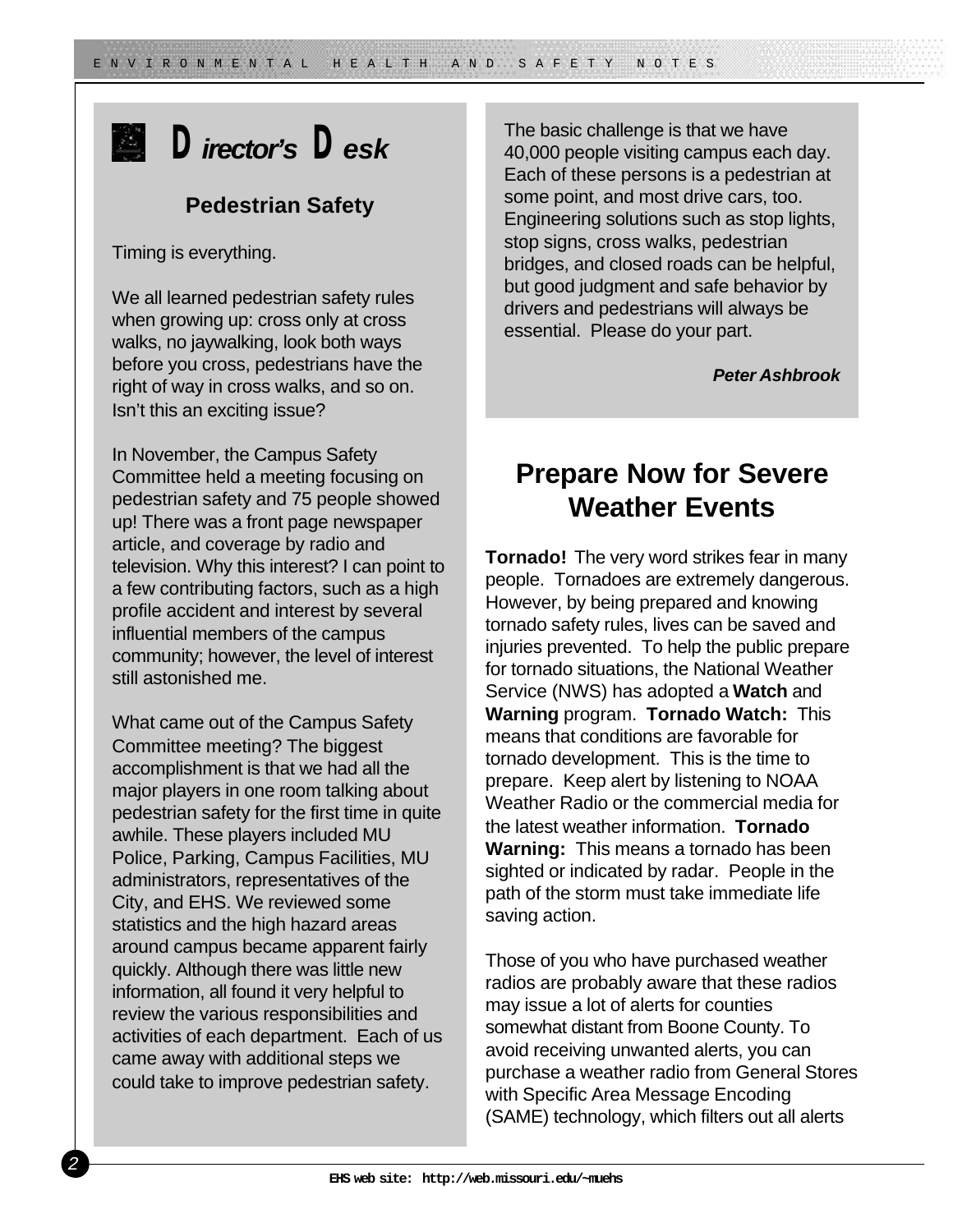# Director's Desk

## Pedestrian Safety

Timing is everything.

We all learned pedestrian safety rules when growing up: cross only at cross walks, no jaywalking, look both ways before you cross, pedestrians have the right of way in cross walks, and so on. Isn't this an exciting issue?

In November, the Campus Safety Committee held a meeting focusing on pedestrian safety and 75 people showed up! There was a front page newspaper article, and coverage by radio and television. Why this interest? I can point to a few contributing factors, such as a high profile accident and interest by several influential members of the campus community; however, the level of interest still astonished me.

What came out of the Campus Safety Committee meeting? The biggest accomplishment is that we had all the major players in one room talking about pedestrian safety for the first time in quite awhile. These players included MU Police, Parking, Campus Facilities, MU administrators, representatives of the City, and EHS. We reviewed some statistics and the high hazard areas around campus became apparent fairly quickly. Although there was little new information, all found it very helpful to review the various responsibilities and activities of each department. Each of us came away with additional steps we could take to improve pedestrian safety.

The basic challenge is that we have 40,000 people visiting campus each day. Each of these persons is a pedestrian at some point, and most drive cars, too. Engineering solutions such as stop lights, stop signs, cross walks, pedestrian bridges, and closed roads can be helpful, but good judgment and safe behavior by drivers and pedestrians will always be essential. Please do your part.

***Peter Ashbrook***

## Prepare Now for Severe Weather Events

**Tornado!** The very word strikes fear in many people. Tornadoes are extremely dangerous. However, by being prepared and knowing tornado safety rules, lives can be saved and injuries prevented. To help the public prepare for tornado situations, the National Weather Service (NWS) has adopted a **Watch** and **Warning** program. **Tornado Watch:** This means that conditions are favorable for tornado development. This is the time to prepare. Keep alert by listening to NOAA Weather Radio or the commercial media for the latest weather information. **Tornado Warning:** This means a tornado has been sighted or indicated by radar. People in the path of the storm must take immediate life saving action.

Those of you who have purchased weather radios are probably aware that these radios may issue a lot of alerts for counties somewhat distant from Boone County. To avoid receiving unwanted alerts, you can purchase a weather radio from General Stores with Specific Area Message Encoding (SAME) technology, which filters out all alerts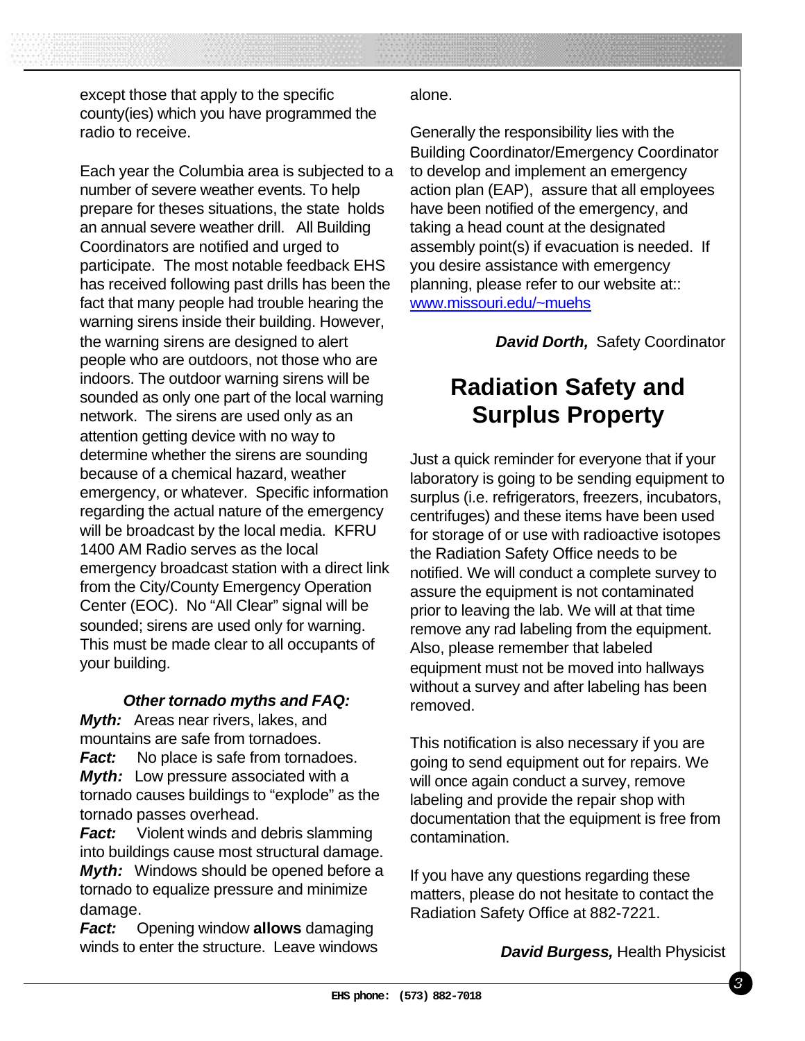except those that apply to the specific county(ies) which you have programmed the radio to receive.

Each year the Columbia area is subjected to a number of severe weather events. To help prepare for theses situations, the state holds an annual severe weather drill. All Building Coordinators are notified and urged to participate. The most notable feedback EHS has received following past drills has been the fact that many people had trouble hearing the warning sirens inside their building. However, the warning sirens are designed to alert people who are outdoors, not those who are indoors. The outdoor warning sirens will be sounded as only one part of the local warning network. The sirens are used only as an attention getting device with no way to determine whether the sirens are sounding because of a chemical hazard, weather emergency, or whatever. Specific information regarding the actual nature of the emergency will be broadcast by the local media. KFRU 1400 AM Radio serves as the local emergency broadcast station with a direct link from the City/County Emergency Operation Center (EOC). No "All Clear" signal will be sounded; sirens are used only for warning. This must be made clear to all occupants of your building.

***Other tornado myths and FAQ:***

***Myth:*** Areas near rivers, lakes, and mountains are safe from tornadoes.
***Fact:*** No place is safe from tornadoes.
***Myth:*** Low pressure associated with a tornado causes buildings to "explode" as the tornado passes overhead.
***Fact:*** Violent winds and debris slamming into buildings cause most structural damage.
***Myth:*** Windows should be opened before a tornado to equalize pressure and minimize damage.
***Fact:*** Opening window **allows** damaging winds to enter the structure. Leave windows alone.

Generally the responsibility lies with the Building Coordinator/Emergency Coordinator to develop and implement an emergency action plan (EAP), assure that all employees have been notified of the emergency, and taking a head count at the designated assembly point(s) if evacuation is needed. If you desire assistance with emergency planning, please refer to our website at:: www.missouri.edu/~muehs

***David Dorth,*** Safety Coordinator

## Radiation Safety and Surplus Property

Just a quick reminder for everyone that if your laboratory is going to be sending equipment to surplus (i.e. refrigerators, freezers, incubators, centrifuges) and these items have been used for storage of or use with radioactive isotopes the Radiation Safety Office needs to be notified. We will conduct a complete survey to assure the equipment is not contaminated prior to leaving the lab. We will at that time remove any rad labeling from the equipment. Also, please remember that labeled equipment must not be moved into hallways without a survey and after labeling has been removed.

This notification is also necessary if you are going to send equipment out for repairs. We will once again conduct a survey, remove labeling and provide the repair shop with documentation that the equipment is free from contamination.

If you have any questions regarding these matters, please do not hesitate to contact the Radiation Safety Office at 882-7221.

***David Burgess,*** Health Physicist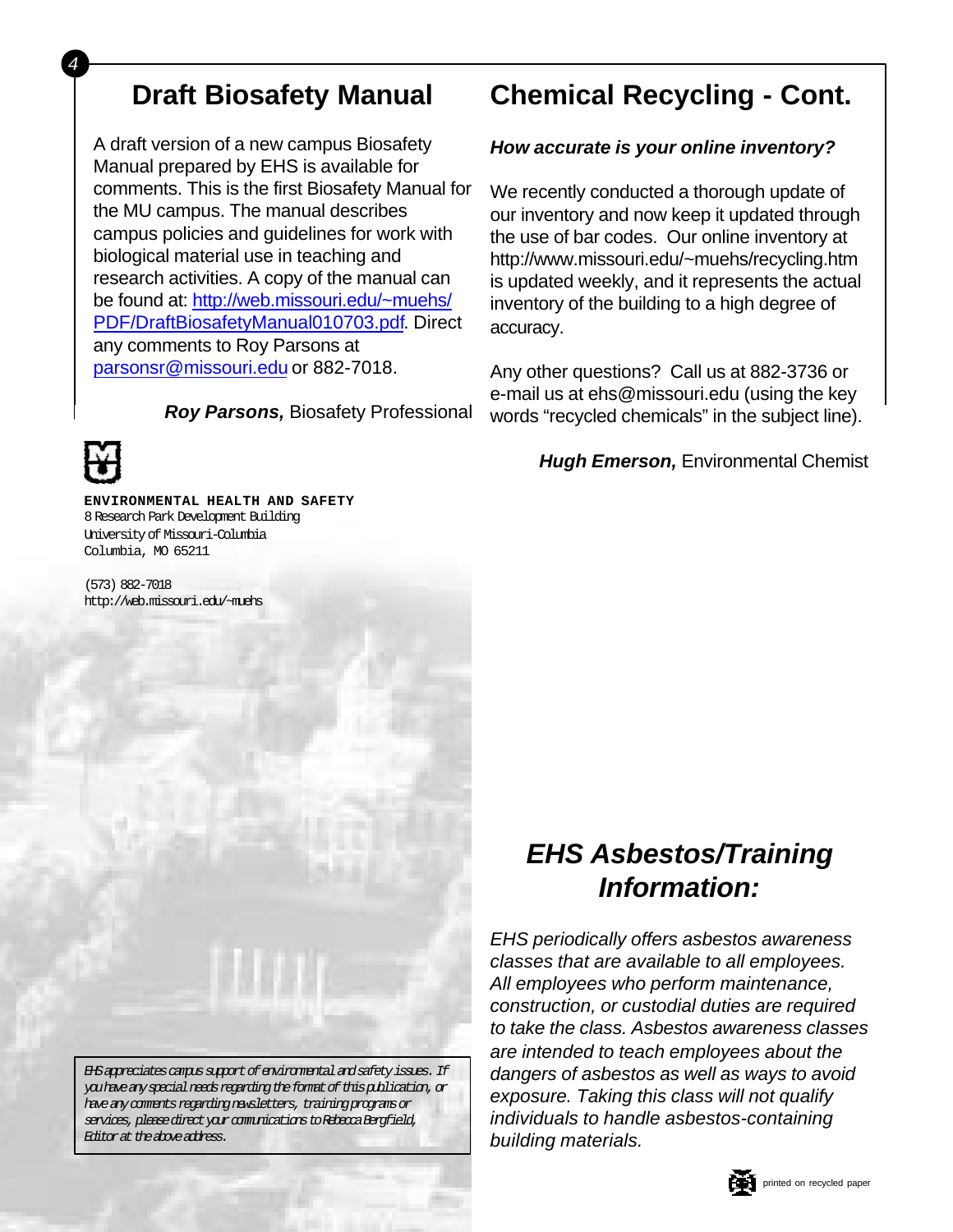## Draft Biosafety Manual

A draft version of a new campus Biosafety Manual prepared by EHS is available for comments. This is the first Biosafety Manual for the MU campus. The manual describes campus policies and guidelines for work with biological material use in teaching and research activities. A copy of the manual can be found at: http://web.missouri.edu/~muehs/PDF/DraftBiosafetyManual010703.pdf. Direct any comments to Roy Parsons at parsonsr@missouri.edu or 882-7018.

***Roy Parsons,*** Biosafety Professional

## Chemical Recycling - Cont.

***How accurate is your online inventory?***

We recently conducted a thorough update of our inventory and now keep it updated through the use of bar codes. Our online inventory at http://www.missouri.edu/~muehs/recycling.htm is updated weekly, and it represents the actual inventory of the building to a high degree of accuracy.

Any other questions? Call us at 882-3736 or e-mail us at ehs@missouri.edu (using the key words "recycled chemicals" in the subject line).

***Hugh Emerson,*** Environmental Chemist

**ENVIRONMENTAL HEALTH AND SAFETY**
8 Research Park Development Building
University of Missouri-Columbia
Columbia, MO 65211

(573) 882-7018
http://web.missouri.edu/~muehs

*EHS appreciates campus support of environmental and safety issues. If you have any special needs regarding the format of this publication, or have any comments regarding newsletters, training programs or services, please direct your communications to Rebecca Bergfield, Editor at the above address.*

## *EHS Asbestos/Training Information:*

*EHS periodically offers asbestos awareness classes that are available to all employees. All employees who perform maintenance, construction, or custodial duties are required to take the class. Asbestos awareness classes are intended to teach employees about the dangers of asbestos as well as ways to avoid exposure. Taking this class will not qualify individuals to handle asbestos-containing building materials.*

printed on recycled paper